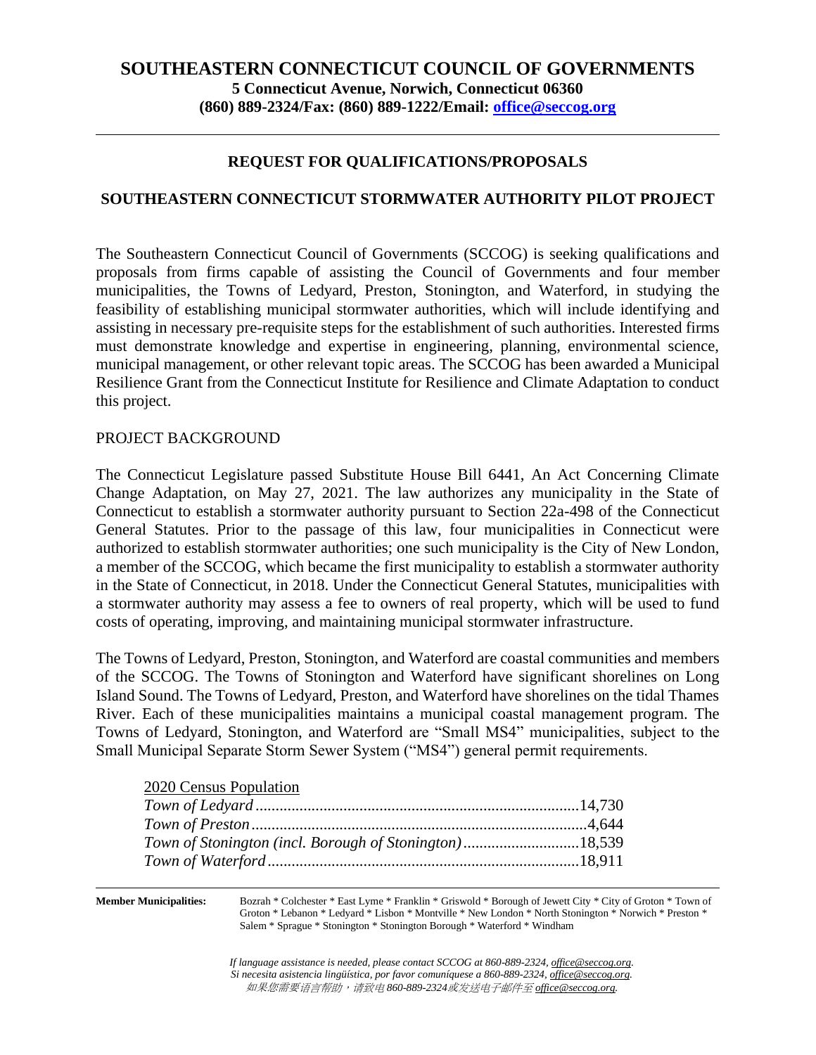# SOUTHEASTERN CONNECTICUT COUNCIL OF GOVERNMENTS

**5 Connecticut Avenue, Norwich, Connecticut 06360**
**(860) 889-2324/Fax: (860) 889-1222/Email: office@seccog.org**

---

## REQUEST FOR QUALIFICATIONS/PROPOSALS

## SOUTHEASTERN CONNECTICUT STORMWATER AUTHORITY PILOT PROJECT

The Southeastern Connecticut Council of Governments (SCCOG) is seeking qualifications and proposals from firms capable of assisting the Council of Governments and four member municipalities, the Towns of Ledyard, Preston, Stonington, and Waterford, in studying the feasibility of establishing municipal stormwater authorities, which will include identifying and assisting in necessary pre-requisite steps for the establishment of such authorities. Interested firms must demonstrate knowledge and expertise in engineering, planning, environmental science, municipal management, or other relevant topic areas. The SCCOG has been awarded a Municipal Resilience Grant from the Connecticut Institute for Resilience and Climate Adaptation to conduct this project.

### PROJECT BACKGROUND

The Connecticut Legislature passed Substitute House Bill 6441, An Act Concerning Climate Change Adaptation, on May 27, 2021. The law authorizes any municipality in the State of Connecticut to establish a stormwater authority pursuant to Section 22a-498 of the Connecticut General Statutes. Prior to the passage of this law, four municipalities in Connecticut were authorized to establish stormwater authorities; one such municipality is the City of New London, a member of the SCCOG, which became the first municipality to establish a stormwater authority in the State of Connecticut, in 2018. Under the Connecticut General Statutes, municipalities with a stormwater authority may assess a fee to owners of real property, which will be used to fund costs of operating, improving, and maintaining municipal stormwater infrastructure.

The Towns of Ledyard, Preston, Stonington, and Waterford are coastal communities and members of the SCCOG. The Towns of Stonington and Waterford have significant shorelines on Long Island Sound. The Towns of Ledyard, Preston, and Waterford have shorelines on the tidal Thames River. Each of these municipalities maintains a municipal coastal management program. The Towns of Ledyard, Stonington, and Waterford are "Small MS4" municipalities, subject to the Small Municipal Separate Storm Sewer System ("MS4") general permit requirements.

| 2020 Census Population | |
|---|---|
| *Town of Ledyard* | 14,730 |
| *Town of Preston* | 4,644 |
| *Town of Stonington (incl. Borough of Stonington)* | 18,539 |
| *Town of Waterford* | 18,911 |

---

**Member Municipalities:** Bozrah * Colchester * East Lyme * Franklin * Griswold * Borough of Jewett City * City of Groton * Town of Groton * Lebanon * Ledyard * Lisbon * Montville * New London * North Stonington * Norwich * Preston * Salem * Sprague * Stonington * Stonington Borough * Waterford * Windham

*If language assistance is needed, please contact SCCOG at 860-889-2324, office@seccog.org.*
*Si necesita asistencia lingüística, por favor comuníquese a 860-889-2324, office@seccog.org.*
*如果您需要语言帮助，请致电 860-889-2324或发送电子邮件至 office@seccog.org.*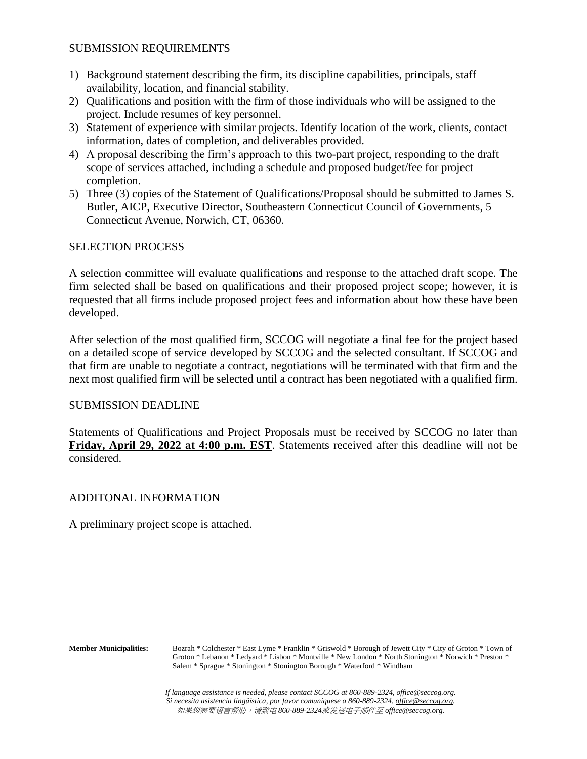## SUBMISSION REQUIREMENTS

1) Background statement describing the firm, its discipline capabilities, principals, staff availability, location, and financial stability.
2) Qualifications and position with the firm of those individuals who will be assigned to the project. Include resumes of key personnel.
3) Statement of experience with similar projects. Identify location of the work, clients, contact information, dates of completion, and deliverables provided.
4) A proposal describing the firm's approach to this two-part project, responding to the draft scope of services attached, including a schedule and proposed budget/fee for project completion.
5) Three (3) copies of the Statement of Qualifications/Proposal should be submitted to James S. Butler, AICP, Executive Director, Southeastern Connecticut Council of Governments, 5 Connecticut Avenue, Norwich, CT, 06360.

## SELECTION PROCESS

A selection committee will evaluate qualifications and response to the attached draft scope. The firm selected shall be based on qualifications and their proposed project scope; however, it is requested that all firms include proposed project fees and information about how these have been developed.

After selection of the most qualified firm, SCCOG will negotiate a final fee for the project based on a detailed scope of service developed by SCCOG and the selected consultant. If SCCOG and that firm are unable to negotiate a contract, negotiations will be terminated with that firm and the next most qualified firm will be selected until a contract has been negotiated with a qualified firm.

## SUBMISSION DEADLINE

Statements of Qualifications and Project Proposals must be received by SCCOG no later than **Friday, April 29, 2022 at 4:00 p.m. EST**. Statements received after this deadline will not be considered.

## ADDITONAL INFORMATION

A preliminary project scope is attached.

---

**Member Municipalities:** Bozrah * Colchester * East Lyme * Franklin * Griswold * Borough of Jewett City * City of Groton * Town of Groton * Lebanon * Ledyard * Lisbon * Montville * New London * North Stonington * Norwich * Preston * Salem * Sprague * Stonington * Stonington Borough * Waterford * Windham

*If language assistance is needed, please contact SCCOG at 860-889-2324, office@seccog.org.*
*Si necesita asistencia lingüística, por favor comuníquese a 860-889-2324, office@seccog.org.*
*如果您需要语言帮助，请致电 860-889-2324或发送电子邮件至 office@seccog.org.*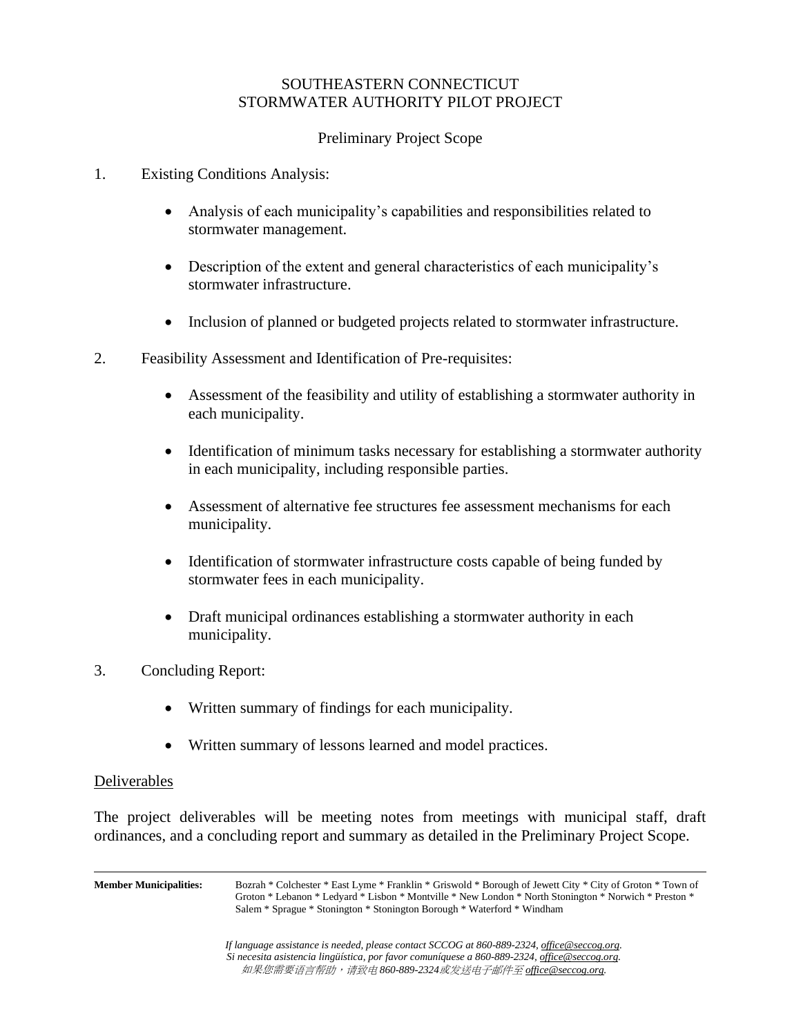SOUTHEASTERN CONNECTICUT
STORMWATER AUTHORITY PILOT PROJECT

Preliminary Project Scope

1. Existing Conditions Analysis:

   - Analysis of each municipality's capabilities and responsibilities related to stormwater management.

   - Description of the extent and general characteristics of each municipality's stormwater infrastructure.

   - Inclusion of planned or budgeted projects related to stormwater infrastructure.

2. Feasibility Assessment and Identification of Pre-requisites:

   - Assessment of the feasibility and utility of establishing a stormwater authority in each municipality.

   - Identification of minimum tasks necessary for establishing a stormwater authority in each municipality, including responsible parties.

   - Assessment of alternative fee structures fee assessment mechanisms for each municipality.

   - Identification of stormwater infrastructure costs capable of being funded by stormwater fees in each municipality.

   - Draft municipal ordinances establishing a stormwater authority in each municipality.

3. Concluding Report:

   - Written summary of findings for each municipality.

   - Written summary of lessons learned and model practices.

<u>Deliverables</u>

The project deliverables will be meeting notes from meetings with municipal staff, draft ordinances, and a concluding report and summary as detailed in the Preliminary Project Scope.

---

**Member Municipalities:** Bozrah * Colchester * East Lyme * Franklin * Griswold * Borough of Jewett City * City of Groton * Town of Groton * Lebanon * Ledyard * Lisbon * Montville * New London * North Stonington * Norwich * Preston * Salem * Sprague * Stonington * Stonington Borough * Waterford * Windham

*If language assistance is needed, please contact SCCOG at 860-889-2324, office@seccog.org.*
*Si necesita asistencia lingüística, por favor comuníquese a 860-889-2324, office@seccog.org.*
*如果您需要语言帮助，请致电 860-889-2324或发送电子邮件至 office@seccog.org.*